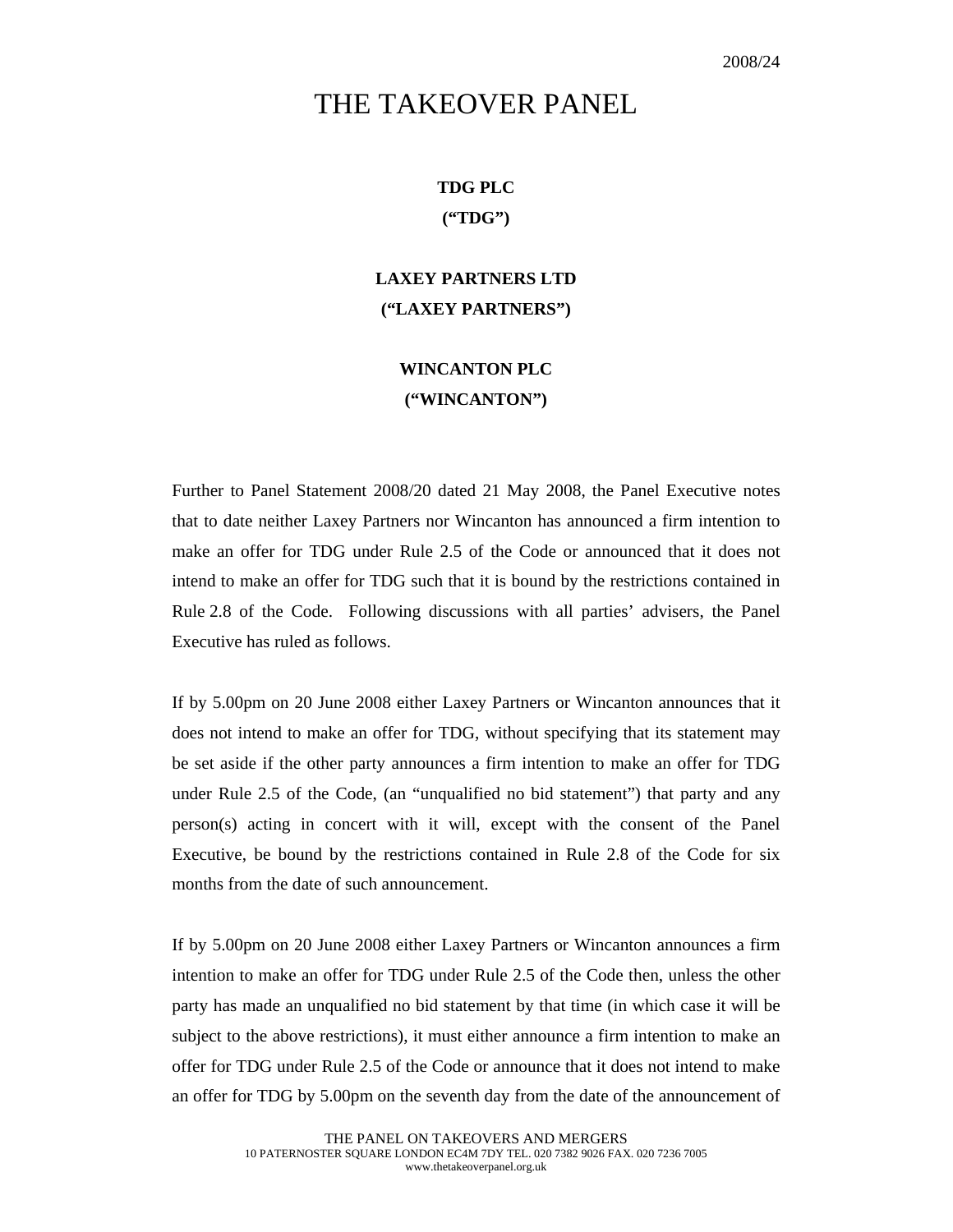2008/24

# THE TAKEOVER PANEL

**TDG PLC**

**("TDG")**

**LAXEY PARTNERS LTD**

**("LAXEY PARTNERS")**

**WINCANTON PLC**

**("WINCANTON")**

Further to Panel Statement 2008/20 dated 21 May 2008, the Panel Executive notes that to date neither Laxey Partners nor Wincanton has announced a firm intention to make an offer for TDG under Rule 2.5 of the Code or announced that it does not intend to make an offer for TDG such that it is bound by the restrictions contained in Rule 2.8 of the Code. Following discussions with all parties' advisers, the Panel Executive has ruled as follows.

If by 5.00pm on 20 June 2008 either Laxey Partners or Wincanton announces that it does not intend to make an offer for TDG, without specifying that its statement may be set aside if the other party announces a firm intention to make an offer for TDG under Rule 2.5 of the Code, (an "unqualified no bid statement") that party and any person(s) acting in concert with it will, except with the consent of the Panel Executive, be bound by the restrictions contained in Rule 2.8 of the Code for six months from the date of such announcement.

If by 5.00pm on 20 June 2008 either Laxey Partners or Wincanton announces a firm intention to make an offer for TDG under Rule 2.5 of the Code then, unless the other party has made an unqualified no bid statement by that time (in which case it will be subject to the above restrictions), it must either announce a firm intention to make an offer for TDG under Rule 2.5 of the Code or announce that it does not intend to make an offer for TDG by 5.00pm on the seventh day from the date of the announcement of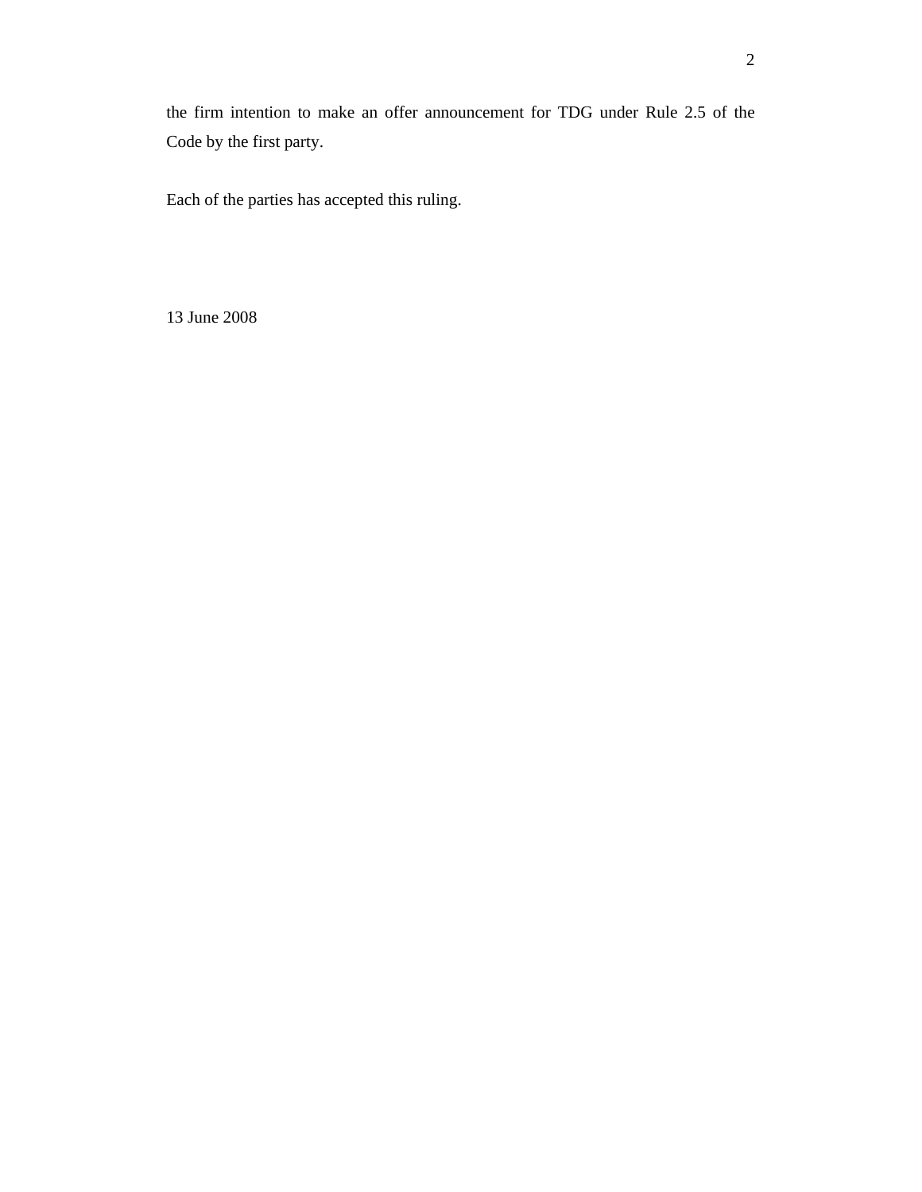the firm intention to make an offer announcement for TDG under Rule 2.5 of the Code by the first party.

Each of the parties has accepted this ruling.

13 June 2008